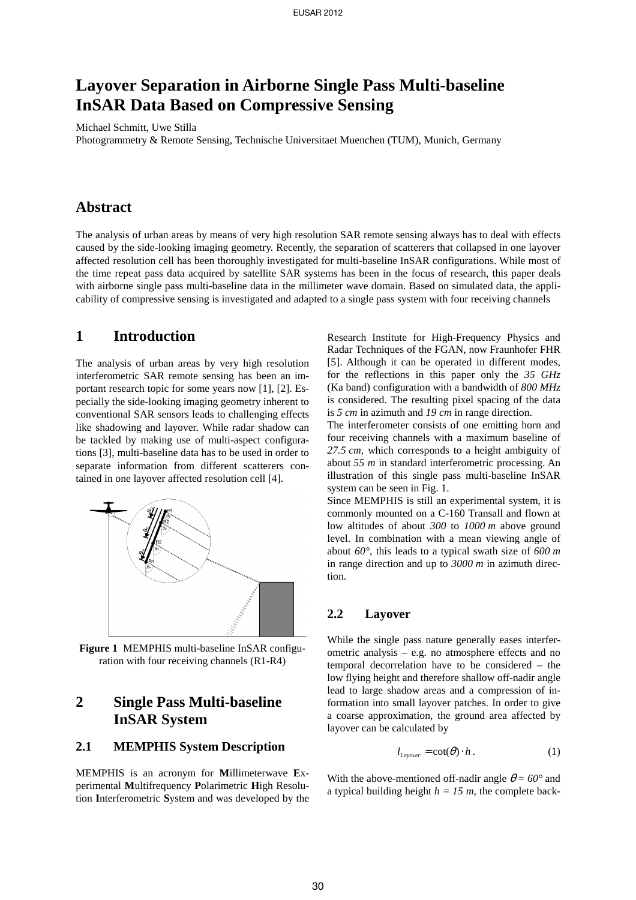# Layover Separation in Airborne Single Pass Multi-baseline InSAR Data Based on Compressive Sensing

Michael Schmitt, Uwe Stilla
Photogrammetry & Remote Sensing, Technische Universitaet Muenchen (TUM), Munich, Germany

## Abstract

The analysis of urban areas by means of very high resolution SAR remote sensing always has to deal with effects caused by the side-looking imaging geometry. Recently, the separation of scatterers that collapsed in one layover affected resolution cell has been thoroughly investigated for multi-baseline InSAR configurations. While most of the time repeat pass data acquired by satellite SAR systems has been in the focus of research, this paper deals with airborne single pass multi-baseline data in the millimeter wave domain. Based on simulated data, the applicability of compressive sensing is investigated and adapted to a single pass system with four receiving channels

## 1 Introduction

The analysis of urban areas by very high resolution interferometric SAR remote sensing has been an important research topic for some years now [1], [2]. Especially the side-looking imaging geometry inherent to conventional SAR sensors leads to challenging effects like shadowing and layover. While radar shadow can be tackled by making use of multi-aspect configurations [3], multi-baseline data has to be used in order to separate information from different scatterers contained in one layover affected resolution cell [4].

**Figure 1** MEMPHIS multi-baseline InSAR configuration with four receiving channels (R1-R4)

## 2 Single Pass Multi-baseline InSAR System

### 2.1 MEMPHIS System Description

MEMPHIS is an acronym for **M**illimeterwave **E**xperimental **M**ultifrequency **P**olarimetric **H**igh Resolution **I**nterferometric **S**ystem and was developed by the Research Institute for High-Frequency Physics and Radar Techniques of the FGAN, now Fraunhofer FHR [5]. Although it can be operated in different modes, for the reflections in this paper only the *35 GHz* (Ka band) configuration with a bandwidth of *800 MHz* is considered. The resulting pixel spacing of the data is *5 cm* in azimuth and *19 cm* in range direction.

The interferometer consists of one emitting horn and four receiving channels with a maximum baseline of *27.5 cm*, which corresponds to a height ambiguity of about *55 m* in standard interferometric processing. An illustration of this single pass multi-baseline InSAR system can be seen in Fig. 1.

Since MEMPHIS is still an experimental system, it is commonly mounted on a C-160 Transall and flown at low altitudes of about *300* to *1000 m* above ground level. In combination with a mean viewing angle of about *60°*, this leads to a typical swath size of *600 m* in range direction and up to *3000 m* in azimuth direction.

### 2.2 Layover

While the single pass nature generally eases interferometric analysis – e.g. no atmosphere effects and no temporal decorrelation have to be considered – the low flying height and therefore shallow off-nadir angle lead to large shadow areas and a compression of information into small layover patches. In order to give a coarse approximation, the ground area affected by layover can be calculated by

$$l_{Layover} = \cot(\theta) \cdot h \,. \tag{1}$$

With the above-mentioned off-nadir angle $\theta = 60°$ and a typical building height $h = 15\ m$, the complete back-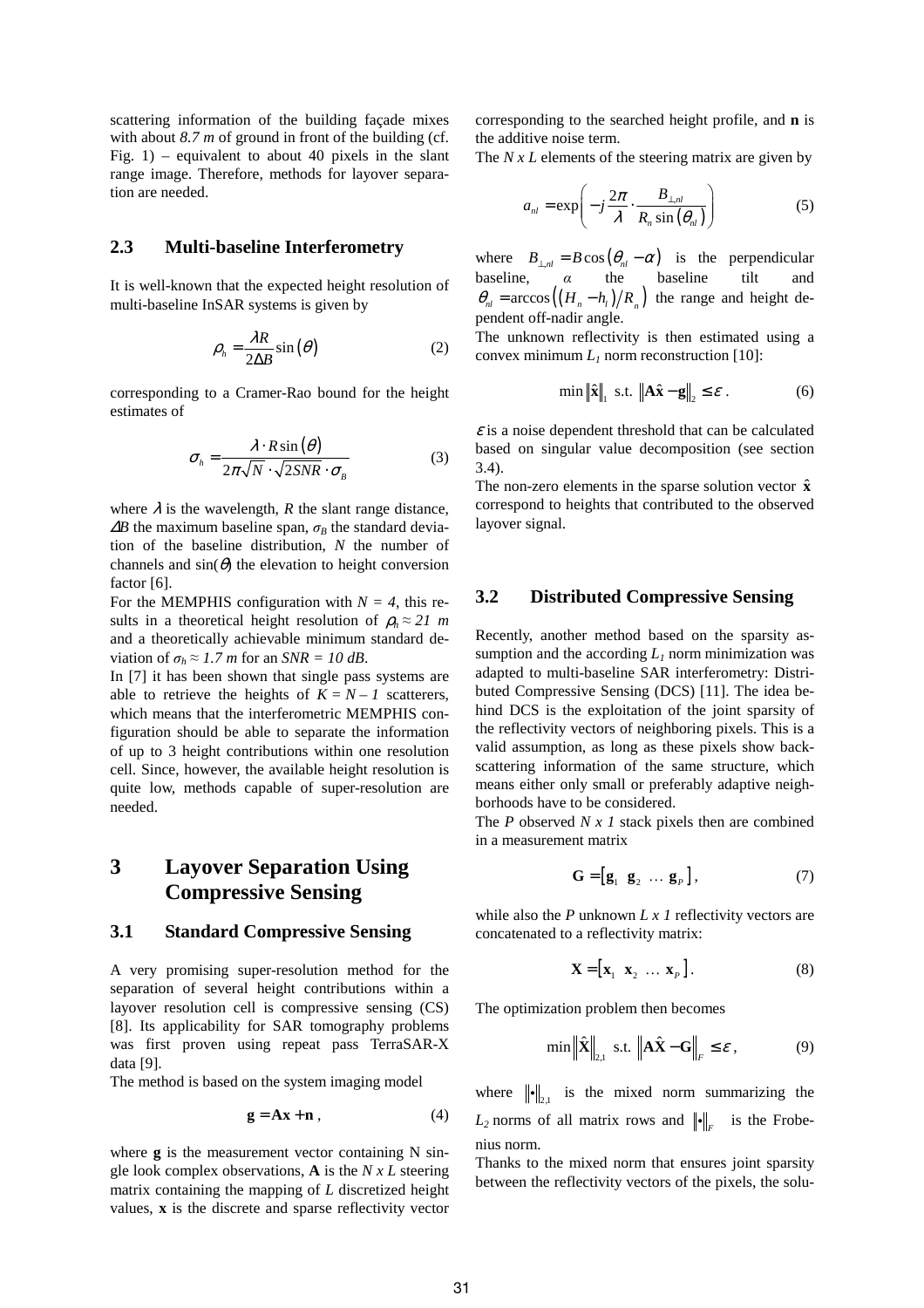scattering information of the building façade mixes with about *8.7 m* of ground in front of the building (cf. Fig. 1) – equivalent to about 40 pixels in the slant range image. Therefore, methods for layover separation are needed.

### 2.3 Multi-baseline Interferometry

It is well-known that the expected height resolution of multi-baseline InSAR systems is given by

$$\rho_h = \frac{\lambda R}{2\Delta B}\sin(\theta) \tag{2}$$

corresponding to a Cramer-Rao bound for the height estimates of

$$\sigma_h = \frac{\lambda \cdot R \sin(\theta)}{2\pi\sqrt{N}\cdot\sqrt{2SNR}\cdot\sigma_B} \tag{3}$$

where $\lambda$ is the wavelength, $R$ the slant range distance, $\Delta B$ the maximum baseline span, $\sigma_B$ the standard deviation of the baseline distribution, $N$ the number of channels and $\sin(\theta)$ the elevation to height conversion factor [6].

For the MEMPHIS configuration with $N = 4$, this results in a theoretical height resolution of $\rho_h \approx 21\ m$ and a theoretically achievable minimum standard deviation of $\sigma_h \approx 1.7\ m$ for an $SNR = 10\ dB$.

In [7] it has been shown that single pass systems are able to retrieve the heights of $K = N - 1$ scatterers, which means that the interferometric MEMPHIS configuration should be able to separate the information of up to 3 height contributions within one resolution cell. Since, however, the available height resolution is quite low, methods capable of super-resolution are needed.

## 3 Layover Separation Using Compressive Sensing

### 3.1 Standard Compressive Sensing

A very promising super-resolution method for the separation of several height contributions within a layover resolution cell is compressive sensing (CS) [8]. Its applicability for SAR tomography problems was first proven using repeat pass TerraSAR-X data [9].

The method is based on the system imaging model

$$\mathbf{g} = \mathbf{A}\mathbf{x} + \mathbf{n}, \tag{4}$$

where $\mathbf{g}$ is the measurement vector containing N single look complex observations, $\mathbf{A}$ is the $N \times L$ steering matrix containing the mapping of $L$ discretized height values, $\mathbf{x}$ is the discrete and sparse reflectivity vector corresponding to the searched height profile, and $\mathbf{n}$ is the additive noise term.

The $N \times L$ elements of the steering matrix are given by

$$a_{nl} = \exp\left(-j\frac{2\pi}{\lambda}\cdot\frac{B_{\perp,nl}}{R_n\sin(\theta_{nl})}\right) \tag{5}$$

where $B_{\perp,nl} = B\cos(\theta_{nl} - \alpha)$ is the perpendicular baseline, $\alpha$ the baseline tilt and $\theta_{nl} = \arccos\left((H_n - h_l)/R_n\right)$ the range and height dependent off-nadir angle.

The unknown reflectivity is then estimated using a convex minimum $L_1$ norm reconstruction [10]:

$$\min\|\hat{\mathbf{x}}\|_1 \text{ s.t. } \|\mathbf{A}\hat{\mathbf{x}} - \mathbf{g}\|_2 \le \varepsilon. \tag{6}$$

$\varepsilon$ is a noise dependent threshold that can be calculated based on singular value decomposition (see section 3.4).

The non-zero elements in the sparse solution vector $\hat{\mathbf{x}}$ correspond to heights that contributed to the observed layover signal.

### 3.2 Distributed Compressive Sensing

Recently, another method based on the sparsity assumption and the according $L_1$ norm minimization was adapted to multi-baseline SAR interferometry: Distributed Compressive Sensing (DCS) [11]. The idea behind DCS is the exploitation of the joint sparsity of the reflectivity vectors of neighboring pixels. This is a valid assumption, as long as these pixels show backscattering information of the same structure, which means either only small or preferably adaptive neighborhoods have to be considered.

The $P$ observed $N \times 1$ stack pixels then are combined in a measurement matrix

$$\mathbf{G} = [\mathbf{g}_1\ \mathbf{g}_2\ \ldots\ \mathbf{g}_P], \tag{7}$$

while also the $P$ unknown $L \times 1$ reflectivity vectors are concatenated to a reflectivity matrix:

$$\mathbf{X} = [\mathbf{x}_1\ \mathbf{x}_2\ \ldots\ \mathbf{x}_P]. \tag{8}$$

The optimization problem then becomes

$$\min\|\hat{\mathbf{X}}\|_{2,1} \text{ s.t. } \|\mathbf{A}\hat{\mathbf{X}} - \mathbf{G}\|_F \le \varepsilon, \tag{9}$$

where $\|\bullet\|_{2,1}$ is the mixed norm summarizing the $L_2$ norms of all matrix rows and $\|\bullet\|_F$ is the Frobenius norm.

Thanks to the mixed norm that ensures joint sparsity between the reflectivity vectors of the pixels, the solu-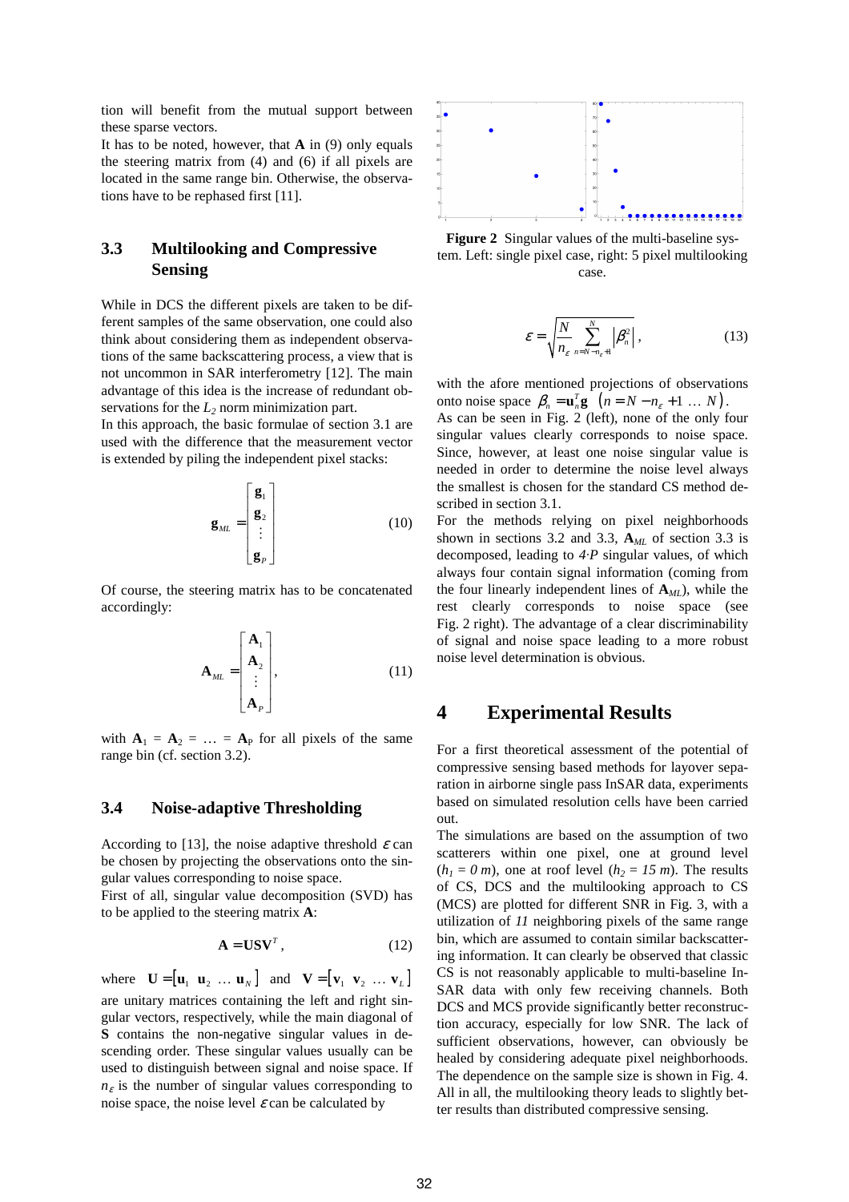tion will benefit from the mutual support between these sparse vectors.

It has to be noted, however, that $\mathbf{A}$ in (9) only equals the steering matrix from (4) and (6) if all pixels are located in the same range bin. Otherwise, the observations have to be rephased first [11].

### 3.3 Multilooking and Compressive Sensing

While in DCS the different pixels are taken to be different samples of the same observation, one could also think about considering them as independent observations of the same backscattering process, a view that is not uncommon in SAR interferometry [12]. The main advantage of this idea is the increase of redundant observations for the $L_2$ norm minimization part.

In this approach, the basic formulae of section 3.1 are used with the difference that the measurement vector is extended by piling the independent pixel stacks:

$$\mathbf{g}_{ML} = \begin{bmatrix} \mathbf{g}_1 \\ \mathbf{g}_2 \\ \vdots \\ \mathbf{g}_P \end{bmatrix} \tag{10}$$

Of course, the steering matrix has to be concatenated accordingly:

$$\mathbf{A}_{ML} = \begin{bmatrix} \mathbf{A}_1 \\ \mathbf{A}_2 \\ \vdots \\ \mathbf{A}_P \end{bmatrix}, \tag{11}$$

with $\mathbf{A}_1 = \mathbf{A}_2 = \ldots = \mathbf{A}_P$ for all pixels of the same range bin (cf. section 3.2).

### 3.4 Noise-adaptive Thresholding

According to [13], the noise adaptive threshold $\varepsilon$ can be chosen by projecting the observations onto the singular values corresponding to noise space.

First of all, singular value decomposition (SVD) has to be applied to the steering matrix $\mathbf{A}$:

$$\mathbf{A} = \mathbf{U}\mathbf{S}\mathbf{V}^T, \tag{12}$$

where $\mathbf{U} = [\mathbf{u}_1 \; \mathbf{u}_2 \; \ldots \; \mathbf{u}_N]$ and $\mathbf{V} = [\mathbf{v}_1 \; \mathbf{v}_2 \; \ldots \; \mathbf{v}_L]$ are unitary matrices containing the left and right singular vectors, respectively, while the main diagonal of $\mathbf{S}$ contains the non-negative singular values in descending order. These singular values usually can be used to distinguish between signal and noise space. If $n_\varepsilon$ is the number of singular values corresponding to noise space, the noise level $\varepsilon$ can be calculated by

Figure 2 Singular values of the multi-baseline system. Left: single pixel case, right: 5 pixel multilooking case.

$$\varepsilon = \sqrt{\frac{N}{n_\varepsilon} \sum_{n=N-n_\varepsilon+1}^{N} \left|\beta_n^2\right|}, \tag{13}$$

with the afore mentioned projections of observations onto noise space $\beta_n = \mathbf{u}_n^T \mathbf{g} \quad (n = N - n_\varepsilon + 1 \; \ldots \; N)$.

As can be seen in Fig. 2 (left), none of the only four singular values clearly corresponds to noise space. Since, however, at least one noise singular value is needed in order to determine the noise level always the smallest is chosen for the standard CS method described in section 3.1.

For the methods relying on pixel neighborhoods shown in sections 3.2 and 3.3, $\mathbf{A}_{ML}$ of section 3.3 is decomposed, leading to $4{\cdot}P$ singular values, of which always four contain signal information (coming from the four linearly independent lines of $\mathbf{A}_{ML}$), while the rest clearly corresponds to noise space (see Fig. 2 right). The advantage of a clear discriminability of signal and noise space leading to a more robust noise level determination is obvious.

## 4 Experimental Results

For a first theoretical assessment of the potential of compressive sensing based methods for layover separation in airborne single pass InSAR data, experiments based on simulated resolution cells have been carried out.

The simulations are based on the assumption of two scatterers within one pixel, one at ground level ($h_1 = 0\ m$), one at roof level ($h_2 = 15\ m$). The results of CS, DCS and the multilooking approach to CS (MCS) are plotted for different SNR in Fig. 3, with a utilization of *11* neighboring pixels of the same range bin, which are assumed to contain similar backscattering information. It can clearly be observed that classic CS is not reasonably applicable to multi-baseline InSAR data with only few receiving channels. Both DCS and MCS provide significantly better reconstruction accuracy, especially for low SNR. The lack of sufficient observations, however, can obviously be healed by considering adequate pixel neighborhoods. The dependence on the sample size is shown in Fig. 4. All in all, the multilooking theory leads to slightly better results than distributed compressive sensing.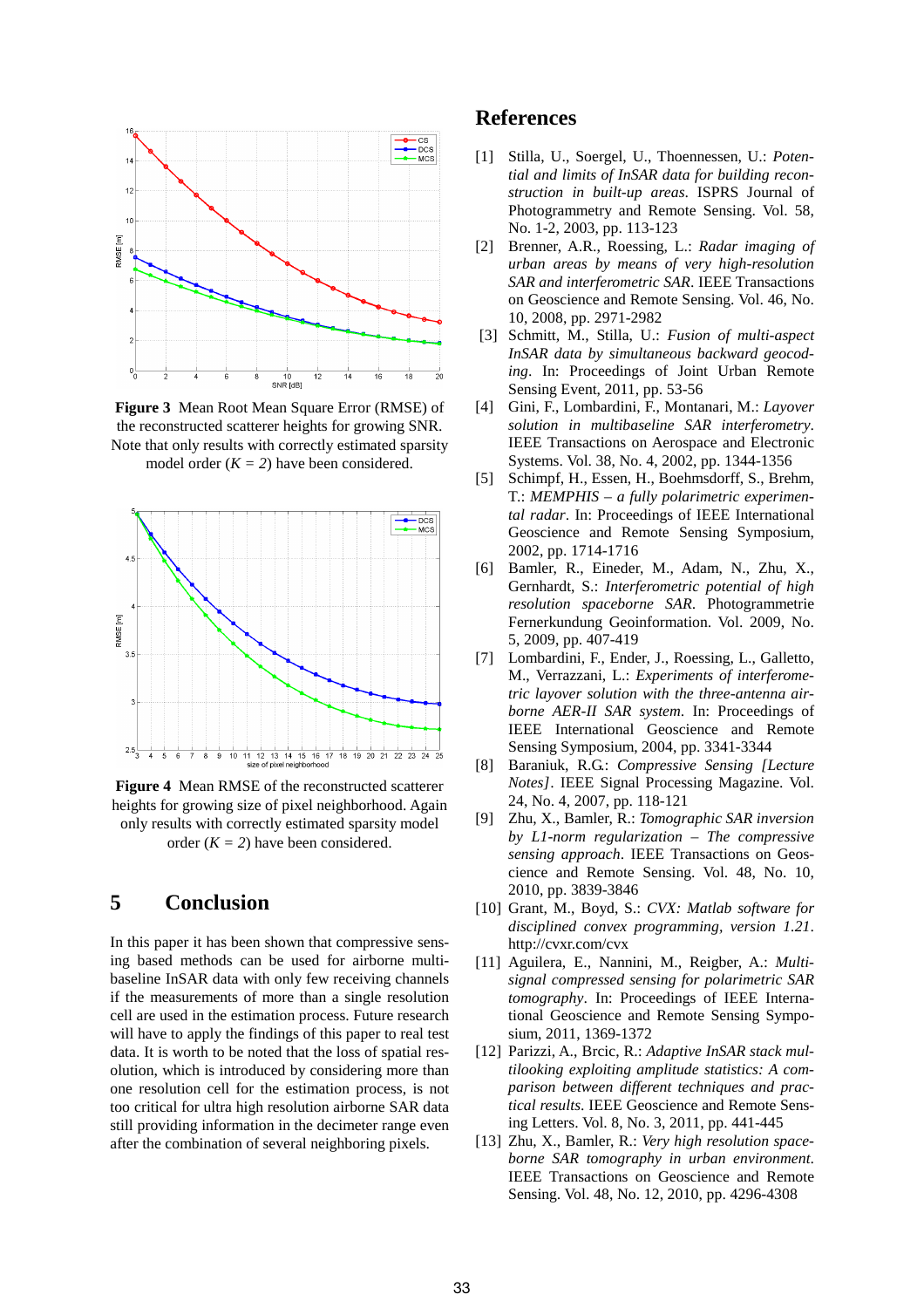16
14
12
10
8
6
4
2
0
RMSE [m]
0 2 4 6 8 10 12 14 16 18 20
SNR [dB]
CS
DCS
MCS

**Figure 3** Mean Root Mean Square Error (RMSE) of the reconstructed scatterer heights for growing SNR. Note that only results with correctly estimated sparsity model order ($K = 2$) have been considered.

5
4.5
4
3.5
3
2.5
RMSE [m]
3 4 5 6 7 8 9 10 11 12 13 14 15 16 17 18 19 20 21 22 23 24 25
size of pixel neighborhood
DCS
MCS

**Figure 4** Mean RMSE of the reconstructed scatterer heights for growing size of pixel neighborhood. Again only results with correctly estimated sparsity model order ($K = 2$) have been considered.

# 5 Conclusion

In this paper it has been shown that compressive sensing based methods can be used for airborne multi-baseline InSAR data with very few receiving channels if the measurements of more than a single resolution cell are used in the estimation process. Future research will have to apply the findings of this paper to real test data. It is worth to be noted that the loss of spatial resolution, which is introduced by considering more than one resolution cell for the estimation process, is not too critical for ultra high resolution airborne SAR data still providing information in the decimeter range even after the combination of several neighboring pixels.

# References

[1] Stilla, U., Soergel, U., Thoennessen, U.: *Potential and limits of InSAR data for building reconstruction in built-up areas*. ISPRS Journal of Photogrammetry and Remote Sensing. Vol. 58, No. 1-2, 2003, pp. 113-123

[2] Brenner, A.R., Roessing, L.: *Radar imaging of urban areas by means of very high-resolution SAR and interferometric SAR*. IEEE Transactions on Geoscience and Remote Sensing. Vol. 46, No. 10, 2008, pp. 2971-2982

[3] Schmitt, M., Stilla, U.: *Fusion of multi-aspect InSAR data by simultaneous backward geocoding*. In: Proceedings of Joint Urban Remote Sensing Event, 2011, pp. 53-56

[4] Gini, F., Lombardini, F., Montanari, M.: *Layover solution in multibaseline SAR interferometry*. IEEE Transactions on Aerospace and Electronic Systems. Vol. 38, No. 4, 2002, pp. 1344-1356

[5] Schimpf, H., Essen, H., Boehmsdorff, S., Brehm, T.: *MEMPHIS – a fully polarimetric experimental radar*. In: Proceedings of IEEE International Geoscience and Remote Sensing Symposium, 2002, pp. 1714-1716

[6] Bamler, R., Eineder, M., Adam, N., Zhu, X., Gernhardt, S.: *Interferometric potential of high resolution spaceborne SAR*. Photogrammetrie Fernerkundung Geoinformation. Vol. 2009, No. 5, 2009, pp. 407-419

[7] Lombardini, F., Ender, J., Roessing, L., Galletto, M., Verrazzani, L.: *Experiments of interferometric layover solution with the three-antenna airborne AER-II SAR system*. In: Proceedings of IEEE International Geoscience and Remote Sensing Symposium, 2004, pp. 3341-3344

[8] Baraniuk, R.G.: *Compressive Sensing [Lecture Notes]*. IEEE Signal Processing Magazine. Vol. 24, No. 4, 2007, pp. 118-121

[9] Zhu, X., Bamler, R.: *Tomographic SAR inversion by L1-norm regularization – The compressive sensing approach*. IEEE Transactions on Geoscience and Remote Sensing. Vol. 48, No. 10, 2010, pp. 3839-3846

[10] Grant, M., Boyd, S.: *CVX: Matlab software for disciplined convex programming, version 1.21*. http://cvxr.com/cvx

[11] Aguilera, E., Nannini, M., Reigber, A.: *Multisignal compressed sensing for polarimetric SAR tomography*. In: Proceedings of IEEE International Geoscience and Remote Sensing Symposium, 2011, 1369-1372

[12] Parizzi, A., Brcic, R.: *Adaptive InSAR stack multilooking exploiting amplitude statistics: A comparison between different techniques and practical results*. IEEE Geoscience and Remote Sensing Letters. Vol. 8, No. 3, 2011, pp. 441-445

[13] Zhu, X., Bamler, R.: *Very high resolution spaceborne SAR tomography in urban environment*. IEEE Transactions on Geoscience and Remote Sensing. Vol. 48, No. 12, 2010, pp. 4296-4308